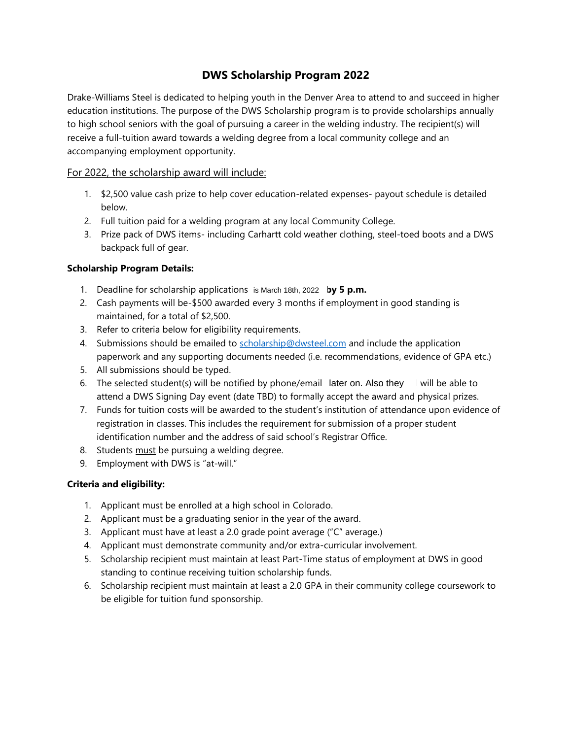# DWS Scholarship Program 2022

Drake-Williams Steel is dedicated to helping youth in the Denver Area to attend to and succeed in higher education institutions. The purpose of the DWS Scholarship program is to provide scholarships annually to high school seniors with the goal of pursuing a career in the welding industry. The recipient(s) will receive a full-tuition award towards a welding degree from a local community college and an accompanying employment opportunity.

For 2022, the scholarship award will include:

1. $2,500 value cash prize to help cover education-related expenses- payout schedule is detailed below.
2. Full tuition paid for a welding program at any local Community College.
3. Prize pack of DWS items- including Carhartt cold weather clothing, steel-toed boots and a DWS backpack full of gear.

**Scholarship Program Details:**

1. Deadline for scholarship applications is March 18th, 2022 **by 5 p.m.**
2. Cash payments will be-$500 awarded every 3 months if employment in good standing is maintained, for a total of $2,500.
3. Refer to criteria below for eligibility requirements.
4. Submissions should be emailed to scholarship@dwsteel.com and include the application paperwork and any supporting documents needed (i.e. recommendations, evidence of GPA etc.)
5. All submissions should be typed.
6. The selected student(s) will be notified by phone/email later on. Also they will be able to attend a DWS Signing Day event (date TBD) to formally accept the award and physical prizes.
7. Funds for tuition costs will be awarded to the student's institution of attendance upon evidence of registration in classes. This includes the requirement for submission of a proper student identification number and the address of said school's Registrar Office.
8. Students must be pursuing a welding degree.
9. Employment with DWS is "at-will."

**Criteria and eligibility:**

1. Applicant must be enrolled at a high school in Colorado.
2. Applicant must be a graduating senior in the year of the award.
3. Applicant must have at least a 2.0 grade point average ("C" average.)
4. Applicant must demonstrate community and/or extra-curricular involvement.
5. Scholarship recipient must maintain at least Part-Time status of employment at DWS in good standing to continue receiving tuition scholarship funds.
6. Scholarship recipient must maintain at least a 2.0 GPA in their community college coursework to be eligible for tuition fund sponsorship.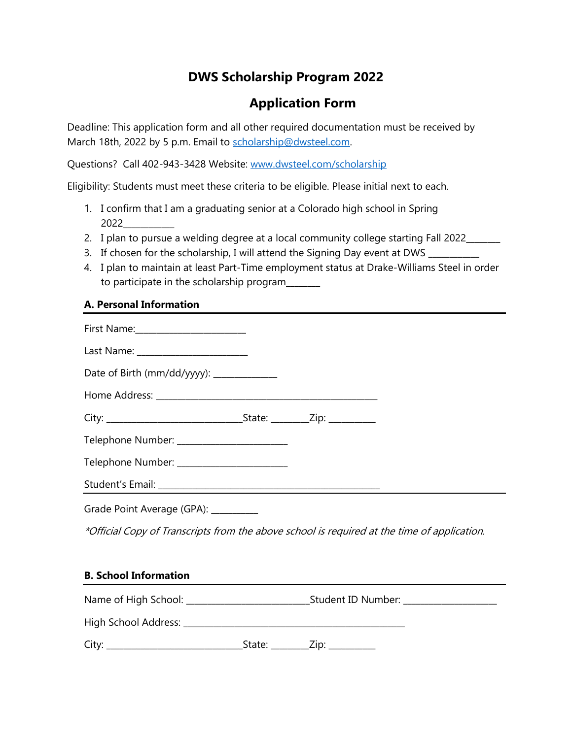# DWS Scholarship Program 2022

## Application Form

Deadline: This application form and all other required documentation must be received by March 18th, 2022 by 5 p.m. Email to [scholarship@dwsteel.com](mailto:scholarship@dwsteel.com).

Questions? Call 402-943-3428 Website: [www.dwsteel.com/scholarship](http://www.dwsteel.com/scholarship)

Eligibility: Students must meet these criteria to be eligible. Please initial next to each.

1. I confirm that I am a graduating senior at a Colorado high school in Spring 2022___________
2. I plan to pursue a welding degree at a local community college starting Fall 2022_______
3. If chosen for the scholarship, I will attend the Signing Day event at DWS ___________
4. I plan to maintain at least Part-Time employment status at Drake-Williams Steel in order to participate in the scholarship program_______

### A. Personal Information

First Name:________________________

Last Name: ________________________

Date of Birth (mm/dd/yyyy): ______________

Home Address: ________________________________________________

City: _____________________________State: ________Zip: __________

Telephone Number: ________________________

Telephone Number: ________________________

Student's Email: ________________________________________________

Grade Point Average (GPA): __________

*\*Official Copy of Transcripts from the above school is required at the time of application.*

### B. School Information

Name of High School: ___________________________Student ID Number: ____________________

High School Address: ________________________________________________

City: _____________________________State: ________Zip: __________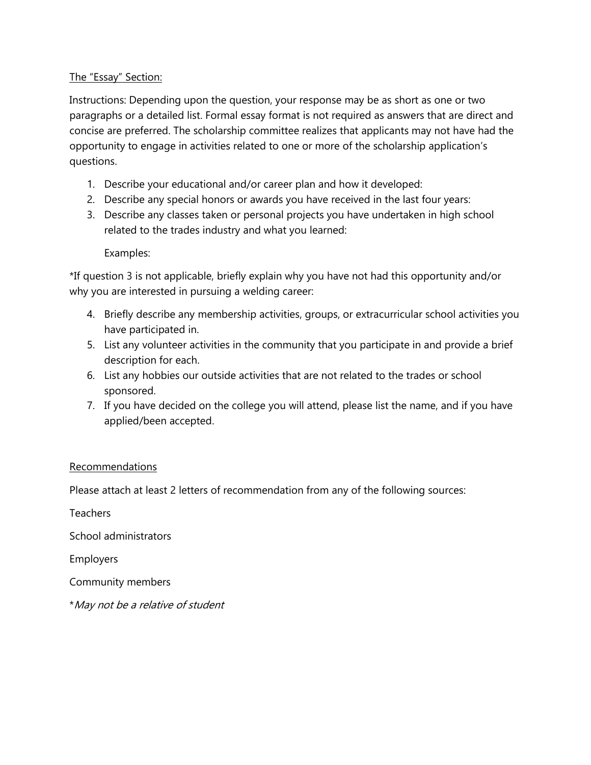The "Essay" Section:

Instructions: Depending upon the question, your response may be as short as one or two paragraphs or a detailed list. Formal essay format is not required as answers that are direct and concise are preferred. The scholarship committee realizes that applicants may not have had the opportunity to engage in activities related to one or more of the scholarship application's questions.

1. Describe your educational and/or career plan and how it developed:
2. Describe any special honors or awards you have received in the last four years:
3. Describe any classes taken or personal projects you have undertaken in high school related to the trades industry and what you learned:

   Examples:

*If question 3 is not applicable, briefly explain why you have not had this opportunity and/or why you are interested in pursuing a welding career:

4. Briefly describe any membership activities, groups, or extracurricular school activities you have participated in.
5. List any volunteer activities in the community that you participate in and provide a brief description for each.
6. List any hobbies our outside activities that are not related to the trades or school sponsored.
7. If you have decided on the college you will attend, please list the name, and if you have applied/been accepted.

Recommendations

Please attach at least 2 letters of recommendation from any of the following sources:

Teachers

School administrators

Employers

Community members

**May not be a relative of student*